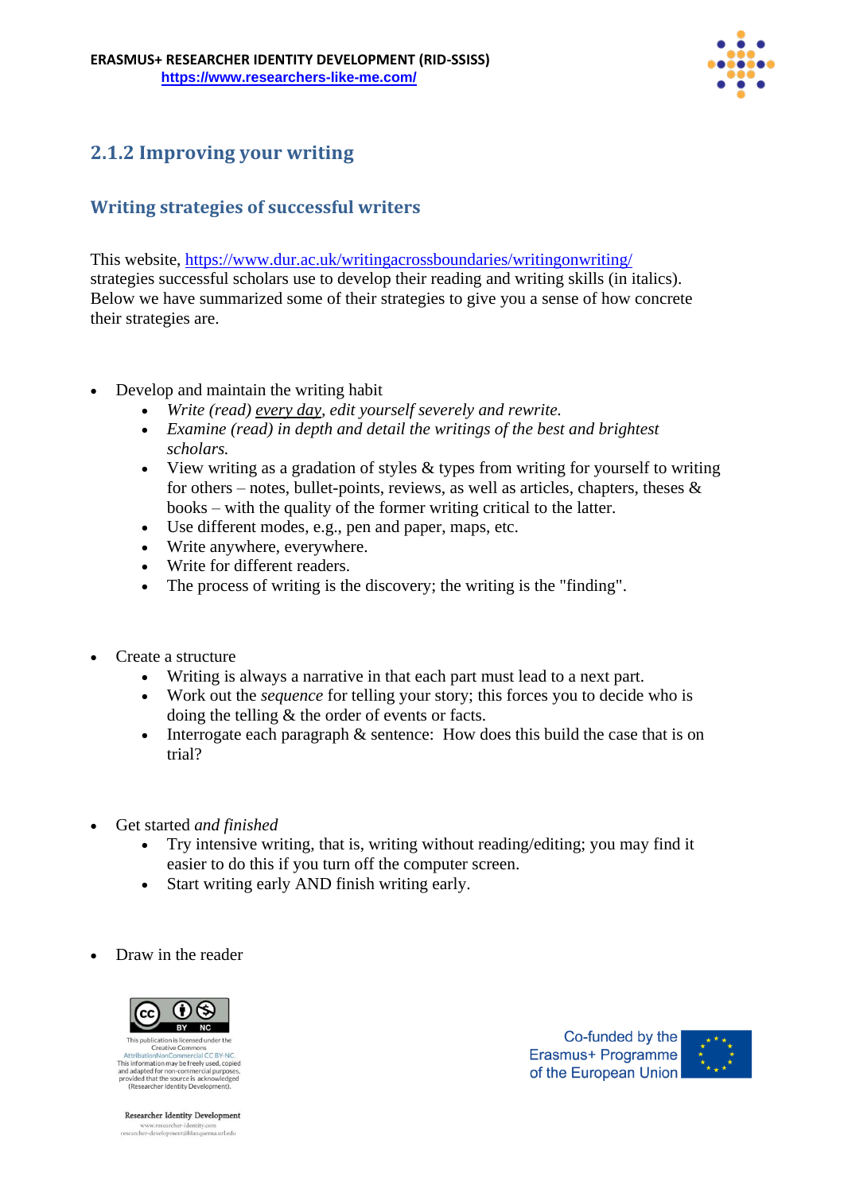## 2.1.2 Improving your writing

### Writing strategies of successful writers

This website, https://www.dur.ac.uk/writingacrossboundaries/writingonwriting/ strategies successful scholars use to develop their reading and writing skills (in italics). Below we have summarized some of their strategies to give you a sense of how concrete their strategies are.

- Develop and maintain the writing habit
  - *Write (read) every day, edit yourself severely and rewrite.*
  - *Examine (read) in depth and detail the writings of the best and brightest scholars.*
  - View writing as a gradation of styles & types from writing for yourself to writing for others – notes, bullet-points, reviews, as well as articles, chapters, theses & books – with the quality of the former writing critical to the latter.
  - Use different modes, e.g., pen and paper, maps, etc.
  - Write anywhere, everywhere.
  - Write for different readers.
  - The process of writing is the discovery; the writing is the "finding".

- Create a structure
  - Writing is always a narrative in that each part must lead to a next part.
  - Work out the *sequence* for telling your story; this forces you to decide who is doing the telling & the order of events or facts.
  - Interrogate each paragraph & sentence: How does this build the case that is on trial?

- Get started *and finished*
  - Try intensive writing, that is, writing without reading/editing; you may find it easier to do this if you turn off the computer screen.
  - Start writing early AND finish writing early.

- Draw in the reader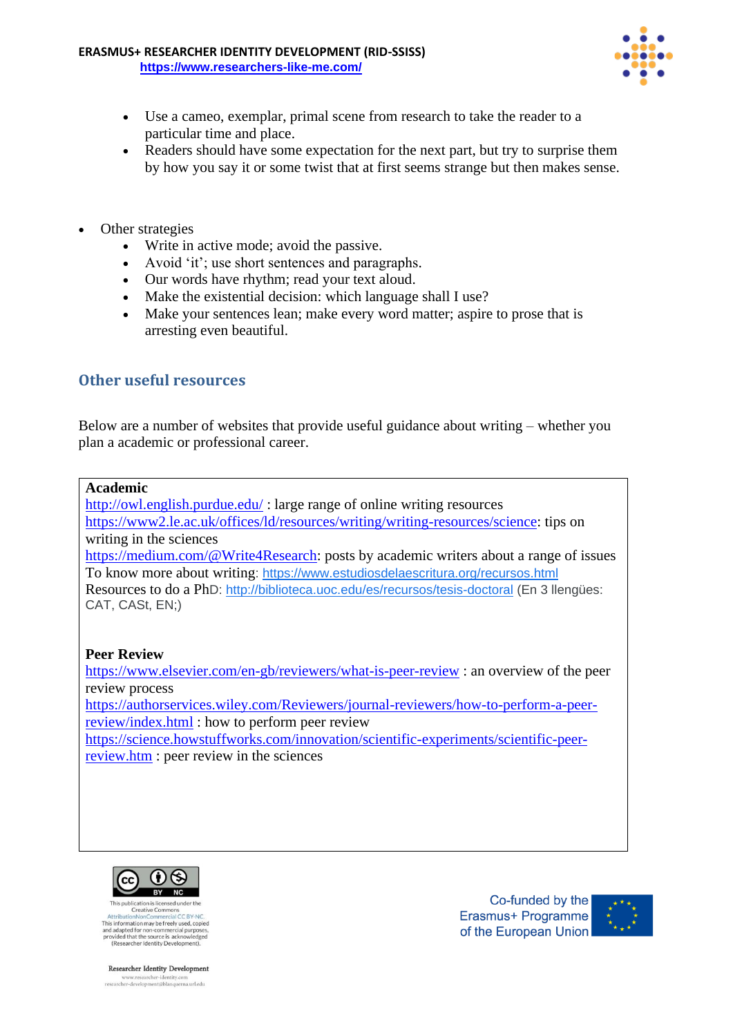- Use a cameo, exemplar, primal scene from research to take the reader to a particular time and place.
  - Readers should have some expectation for the next part, but try to surprise them by how you say it or some twist that at first seems strange but then makes sense.

- Other strategies
  - Write in active mode; avoid the passive.
  - Avoid 'it'; use short sentences and paragraphs.
  - Our words have rhythm; read your text aloud.
  - Make the existential decision: which language shall I use?
  - Make your sentences lean; make every word matter; aspire to prose that is arresting even beautiful.

## Other useful resources

Below are a number of websites that provide useful guidance about writing – whether you plan a academic or professional career.

**Academic**

http://owl.english.purdue.edu/ : large range of online writing resources

https://www2.le.ac.uk/offices/ld/resources/writing/writing-resources/science: tips on writing in the sciences

https://medium.com/@Write4Research: posts by academic writers about a range of issues

To know more about writing: https://www.estudiosdelaescritura.org/recursos.html

Resources to do a PhD: http://biblioteca.uoc.edu/es/recursos/tesis-doctoral (En 3 llengües: CAT, CASt, EN;)

**Peer Review**

https://www.elsevier.com/en-gb/reviewers/what-is-peer-review : an overview of the peer review process

https://authorservices.wiley.com/Reviewers/journal-reviewers/how-to-perform-a-peer-review/index.html : how to perform peer review

https://science.howstuffworks.com/innovation/scientific-experiments/scientific-peer-review.htm : peer review in the sciences

This publication is licensed under the Creative Commons AttributionNonCommercial CC BY-NC. This information may be freely used, copied and adapted for non-commercial purposes, provided that the source is acknowledged (Researcher Identity Development).

Co-funded by the Erasmus+ Programme of the European Union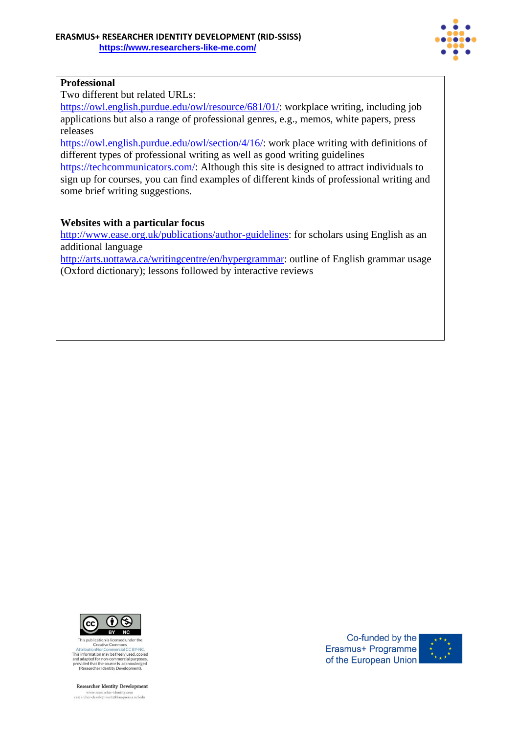**Professional**

Two different but related URLs:

https://owl.english.purdue.edu/owl/resource/681/01/: workplace writing, including job applications but also a range of professional genres, e.g., memos, white papers, press releases

https://owl.english.purdue.edu/owl/section/4/16/: work place writing with definitions of different types of professional writing as well as good writing guidelines

https://techcommunicators.com/: Although this site is designed to attract individuals to sign up for courses, you can find examples of different kinds of professional writing and some brief writing suggestions.

**Websites with a particular focus**

http://www.ease.org.uk/publications/author-guidelines: for scholars using English as an additional language

http://arts.uottawa.ca/writingcentre/en/hypergrammar: outline of English grammar usage (Oxford dictionary); lessons followed by interactive reviews